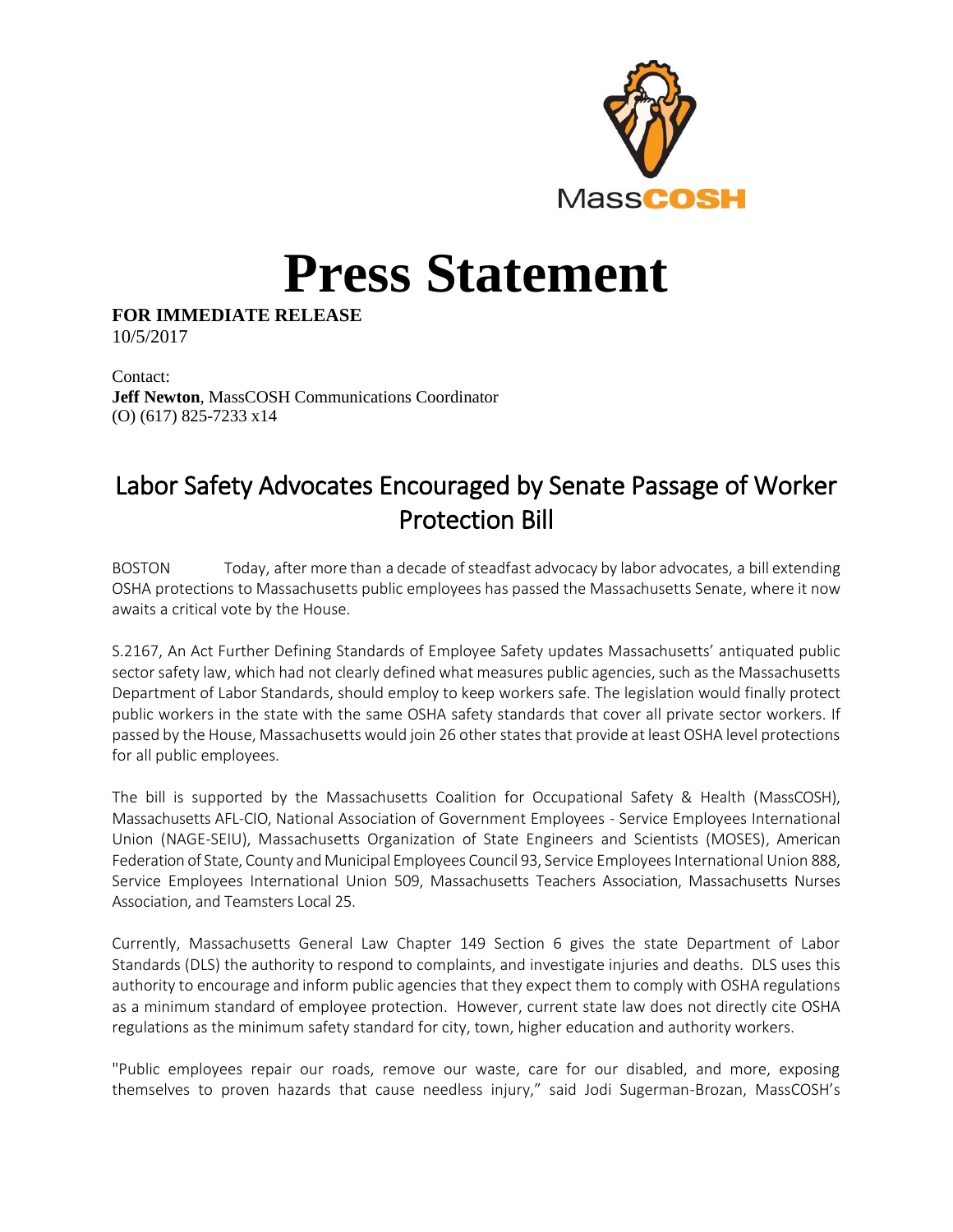MassCOSH

# Press Statement

**FOR IMMEDIATE RELEASE**
10/5/2017

Contact:
**Jeff Newton**, MassCOSH Communications Coordinator
(O) (617) 825-7233 x14

## Labor Safety Advocates Encouraged by Senate Passage of Worker Protection Bill

BOSTON Today, after more than a decade of steadfast advocacy by labor advocates, a bill extending OSHA protections to Massachusetts public employees has passed the Massachusetts Senate, where it now awaits a critical vote by the House.

S.2167, An Act Further Defining Standards of Employee Safety updates Massachusetts' antiquated public sector safety law, which had not clearly defined what measures public agencies, such as the Massachusetts Department of Labor Standards, should employ to keep workers safe. The legislation would finally protect public workers in the state with the same OSHA safety standards that cover all private sector workers. If passed by the House, Massachusetts would join 26 other states that provide at least OSHA level protections for all public employees.

The bill is supported by the Massachusetts Coalition for Occupational Safety & Health (MassCOSH), Massachusetts AFL-CIO, National Association of Government Employees - Service Employees International Union (NAGE-SEIU), Massachusetts Organization of State Engineers and Scientists (MOSES), American Federation of State, County and Municipal Employees Council 93, Service Employees International Union 888, Service Employees International Union 509, Massachusetts Teachers Association, Massachusetts Nurses Association, and Teamsters Local 25.

Currently, Massachusetts General Law Chapter 149 Section 6 gives the state Department of Labor Standards (DLS) the authority to respond to complaints, and investigate injuries and deaths. DLS uses this authority to encourage and inform public agencies that they expect them to comply with OSHA regulations as a minimum standard of employee protection. However, current state law does not directly cite OSHA regulations as the minimum safety standard for city, town, higher education and authority workers.

"Public employees repair our roads, remove our waste, care for our disabled, and more, exposing themselves to proven hazards that cause needless injury," said Jodi Sugerman-Brozan, MassCOSH's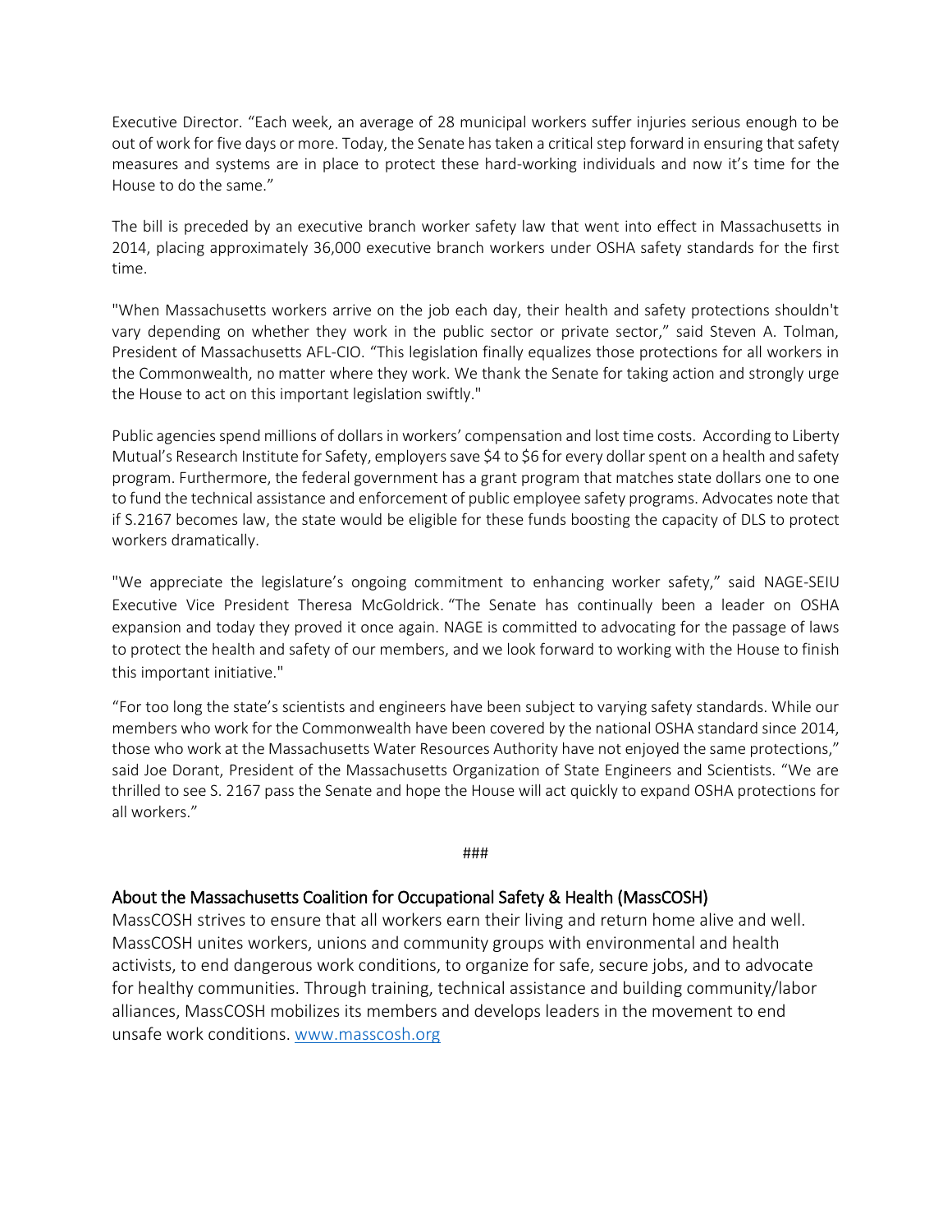Executive Director. "Each week, an average of 28 municipal workers suffer injuries serious enough to be out of work for five days or more. Today, the Senate has taken a critical step forward in ensuring that safety measures and systems are in place to protect these hard-working individuals and now it's time for the House to do the same."

The bill is preceded by an executive branch worker safety law that went into effect in Massachusetts in 2014, placing approximately 36,000 executive branch workers under OSHA safety standards for the first time.

"When Massachusetts workers arrive on the job each day, their health and safety protections shouldn't vary depending on whether they work in the public sector or private sector," said Steven A. Tolman, President of Massachusetts AFL-CIO. "This legislation finally equalizes those protections for all workers in the Commonwealth, no matter where they work. We thank the Senate for taking action and strongly urge the House to act on this important legislation swiftly."

Public agencies spend millions of dollars in workers' compensation and lost time costs. According to Liberty Mutual's Research Institute for Safety, employers save $4 to $6 for every dollar spent on a health and safety program. Furthermore, the federal government has a grant program that matches state dollars one to one to fund the technical assistance and enforcement of public employee safety programs. Advocates note that if S.2167 becomes law, the state would be eligible for these funds boosting the capacity of DLS to protect workers dramatically.

"We appreciate the legislature's ongoing commitment to enhancing worker safety," said NAGE-SEIU Executive Vice President Theresa McGoldrick. "The Senate has continually been a leader on OSHA expansion and today they proved it once again. NAGE is committed to advocating for the passage of laws to protect the health and safety of our members, and we look forward to working with the House to finish this important initiative."

"For too long the state's scientists and engineers have been subject to varying safety standards. While our members who work for the Commonwealth have been covered by the national OSHA standard since 2014, those who work at the Massachusetts Water Resources Authority have not enjoyed the same protections," said Joe Dorant, President of the Massachusetts Organization of State Engineers and Scientists. "We are thrilled to see S. 2167 pass the Senate and hope the House will act quickly to expand OSHA protections for all workers."

###

## About the Massachusetts Coalition for Occupational Safety & Health (MassCOSH)

MassCOSH strives to ensure that all workers earn their living and return home alive and well. MassCOSH unites workers, unions and community groups with environmental and health activists, to end dangerous work conditions, to organize for safe, secure jobs, and to advocate for healthy communities. Through training, technical assistance and building community/labor alliances, MassCOSH mobilizes its members and develops leaders in the movement to end unsafe work conditions. [www.masscosh.org](http://www.masscosh.org)